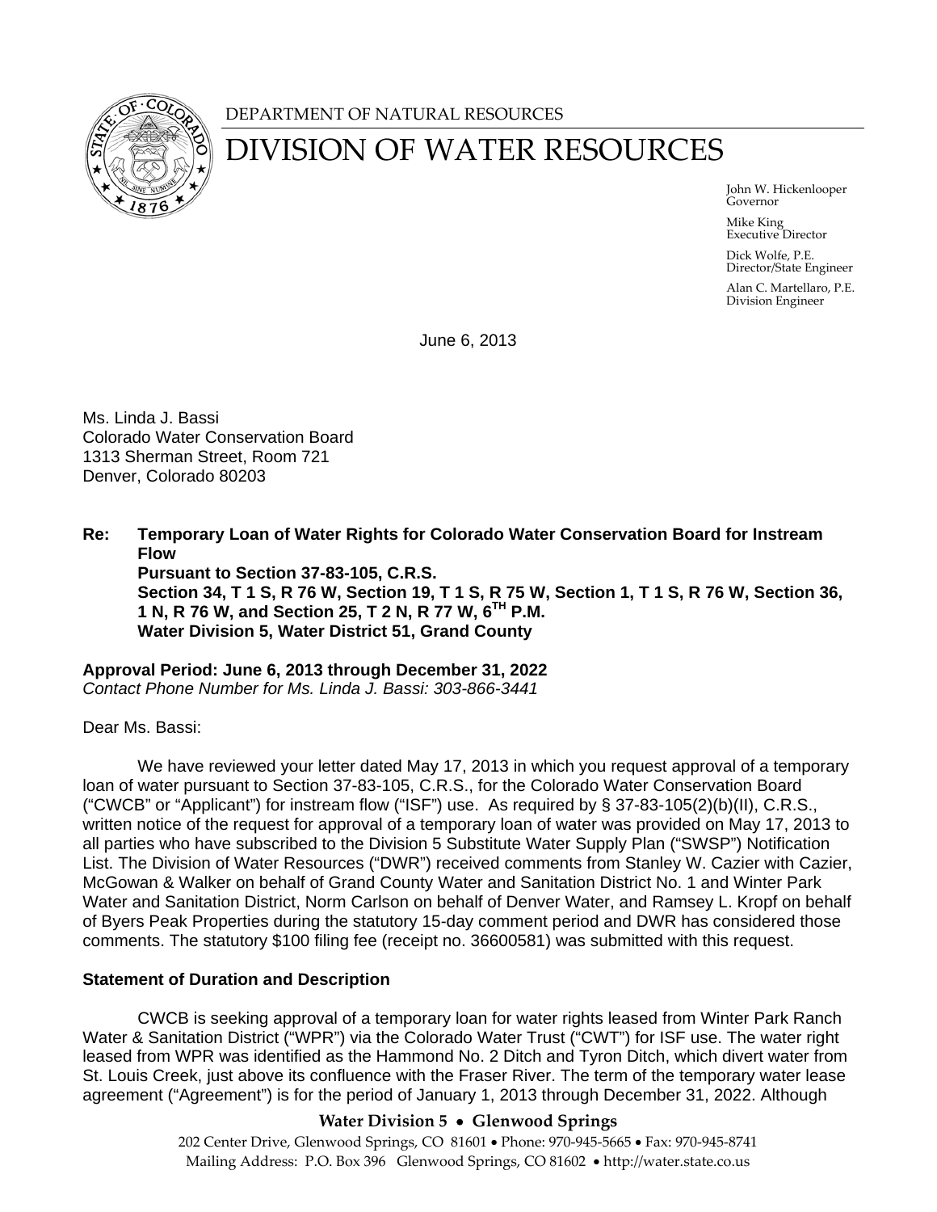DEPARTMENT OF NATURAL RESOURCES

# DIVISION OF WATER RESOURCES

John W. Hickenlooper
Governor

Mike King
Executive Director

Dick Wolfe, P.E.
Director/State Engineer

Alan C. Martellaro, P.E.
Division Engineer

June 6, 2013

Ms. Linda J. Bassi
Colorado Water Conservation Board
1313 Sherman Street, Room 721
Denver, Colorado 80203

**Re: Temporary Loan of Water Rights for Colorado Water Conservation Board for Instream Flow**
**Pursuant to Section 37-83-105, C.R.S.**
**Section 34, T 1 S, R 76 W, Section 19, T 1 S, R 75 W, Section 1, T 1 S, R 76 W, Section 36, 1 N, R 76 W, and Section 25, T 2 N, R 77 W, 6$^{TH}$ P.M.**
**Water Division 5, Water District 51, Grand County**

**Approval Period: June 6, 2013 through December 31, 2022**
*Contact Phone Number for Ms. Linda J. Bassi: 303-866-3441*

Dear Ms. Bassi:

We have reviewed your letter dated May 17, 2013 in which you request approval of a temporary loan of water pursuant to Section 37-83-105, C.R.S., for the Colorado Water Conservation Board ("CWCB" or "Applicant") for instream flow ("ISF") use. As required by § 37-83-105(2)(b)(II), C.R.S., written notice of the request for approval of a temporary loan of water was provided on May 17, 2013 to all parties who have subscribed to the Division 5 Substitute Water Supply Plan ("SWSP") Notification List. The Division of Water Resources ("DWR") received comments from Stanley W. Cazier with Cazier, McGowan & Walker on behalf of Grand County Water and Sanitation District No. 1 and Winter Park Water and Sanitation District, Norm Carlson on behalf of Denver Water, and Ramsey L. Kropf on behalf of Byers Peak Properties during the statutory 15-day comment period and DWR has considered those comments. The statutory $100 filing fee (receipt no. 36600581) was submitted with this request.

**Statement of Duration and Description**

CWCB is seeking approval of a temporary loan for water rights leased from Winter Park Ranch Water & Sanitation District ("WPR") via the Colorado Water Trust ("CWT") for ISF use. The water right leased from WPR was identified as the Hammond No. 2 Ditch and Tyron Ditch, which divert water from St. Louis Creek, just above its confluence with the Fraser River. The term of the temporary water lease agreement ("Agreement") is for the period of January 1, 2013 through December 31, 2022. Although

Water Division 5 • Glenwood Springs
202 Center Drive, Glenwood Springs, CO 81601 • Phone: 970-945-5665 • Fax: 970-945-8741
Mailing Address: P.O. Box 396 Glenwood Springs, CO 81602 • http://water.state.co.us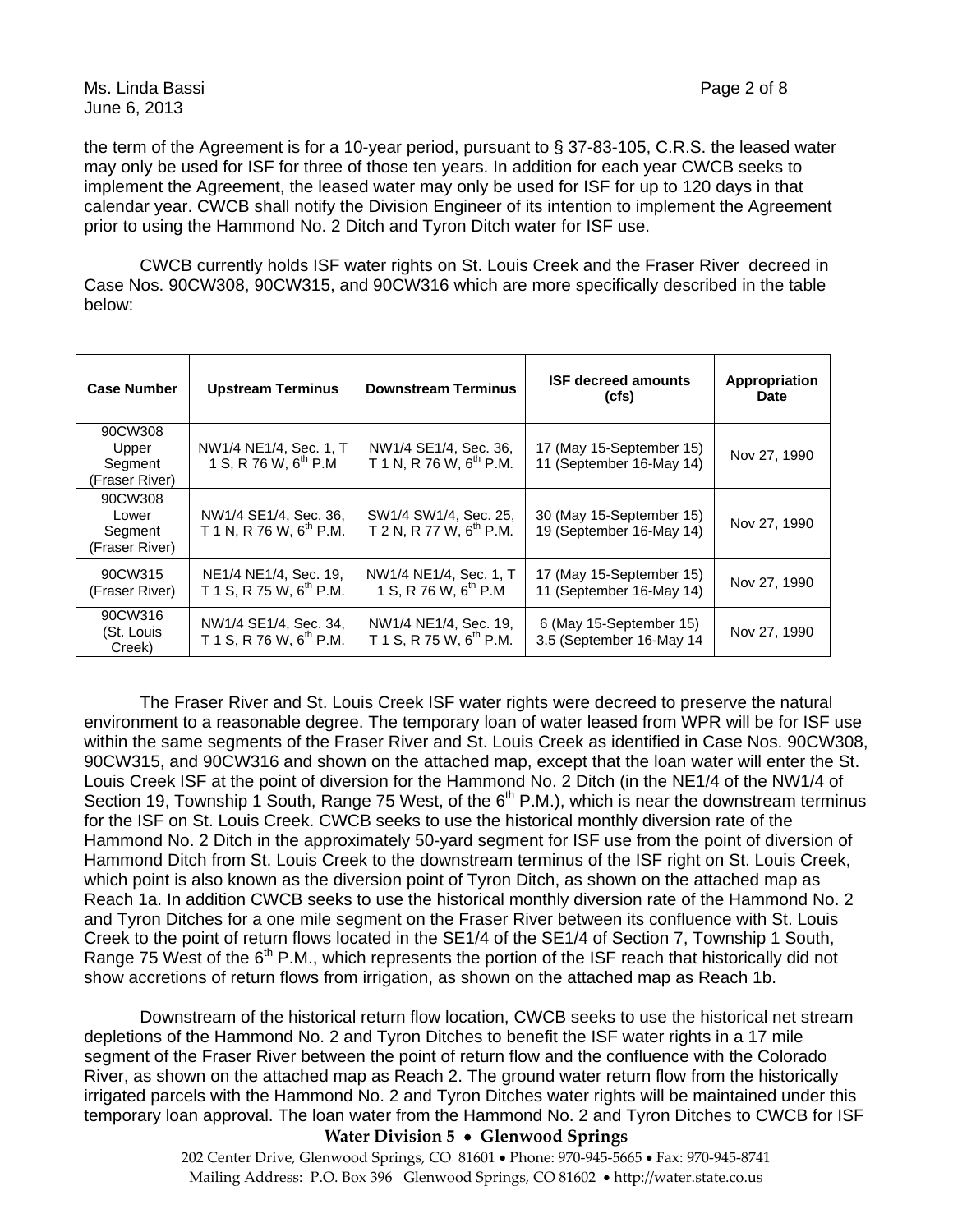the term of the Agreement is for a 10-year period, pursuant to § 37-83-105, C.R.S. the leased water may only be used for ISF for three of those ten years. In addition for each year CWCB seeks to implement the Agreement, the leased water may only be used for ISF for up to 120 days in that calendar year. CWCB shall notify the Division Engineer of its intention to implement the Agreement prior to using the Hammond No. 2 Ditch and Tyron Ditch water for ISF use.

CWCB currently holds ISF water rights on St. Louis Creek and the Fraser River decreed in Case Nos. 90CW308, 90CW315, and 90CW316 which are more specifically described in the table below:

| Case Number | Upstream Terminus | Downstream Terminus | ISF decreed amounts (cfs) | Appropriation Date |
|---|---|---|---|---|
| 90CW308 Upper Segment (Fraser River) | NW1/4 NE1/4, Sec. 1, T 1 S, R 76 W, 6th P.M | NW1/4 SE1/4, Sec. 36, T 1 N, R 76 W, 6th P.M. | 17 (May 15-September 15) 11 (September 16-May 14) | Nov 27, 1990 |
| 90CW308 Lower Segment (Fraser River) | NW1/4 SE1/4, Sec. 36, T 1 N, R 76 W, 6th P.M. | SW1/4 SW1/4, Sec. 25, T 2 N, R 77 W, 6th P.M. | 30 (May 15-September 15) 19 (September 16-May 14) | Nov 27, 1990 |
| 90CW315 (Fraser River) | NE1/4 NE1/4, Sec. 19, T 1 S, R 75 W, 6th P.M. | NW1/4 NE1/4, Sec. 1, T 1 S, R 76 W, 6th P.M | 17 (May 15-September 15) 11 (September 16-May 14) | Nov 27, 1990 |
| 90CW316 (St. Louis Creek) | NW1/4 SE1/4, Sec. 34, T 1 S, R 76 W, 6th P.M. | NW1/4 NE1/4, Sec. 19, T 1 S, R 75 W, 6th P.M. | 6 (May 15-September 15) 3.5 (September 16-May 14 | Nov 27, 1990 |

The Fraser River and St. Louis Creek ISF water rights were decreed to preserve the natural environment to a reasonable degree. The temporary loan of water leased from WPR will be for ISF use within the same segments of the Fraser River and St. Louis Creek as identified in Case Nos. 90CW308, 90CW315, and 90CW316 and shown on the attached map, except that the loan water will enter the St. Louis Creek ISF at the point of diversion for the Hammond No. 2 Ditch (in the NE1/4 of the NW1/4 of Section 19, Township 1 South, Range 75 West, of the 6th P.M.), which is near the downstream terminus for the ISF on St. Louis Creek. CWCB seeks to use the historical monthly diversion rate of the Hammond No. 2 Ditch in the approximately 50-yard segment for ISF use from the point of diversion of Hammond Ditch from St. Louis Creek to the downstream terminus of the ISF right on St. Louis Creek, which point is also known as the diversion point of Tyron Ditch, as shown on the attached map as Reach 1a. In addition CWCB seeks to use the historical monthly diversion rate of the Hammond No. 2 and Tyron Ditches for a one mile segment on the Fraser River between its confluence with St. Louis Creek to the point of return flows located in the SE1/4 of the SE1/4 of Section 7, Township 1 South, Range 75 West of the 6th P.M., which represents the portion of the ISF reach that historically did not show accretions of return flows from irrigation, as shown on the attached map as Reach 1b.

Downstream of the historical return flow location, CWCB seeks to use the historical net stream depletions of the Hammond No. 2 and Tyron Ditches to benefit the ISF water rights in a 17 mile segment of the Fraser River between the point of return flow and the confluence with the Colorado River, as shown on the attached map as Reach 2. The ground water return flow from the historically irrigated parcels with the Hammond No. 2 and Tyron Ditches water rights will be maintained under this temporary loan approval. The loan water from the Hammond No. 2 and Tyron Ditches to CWCB for ISF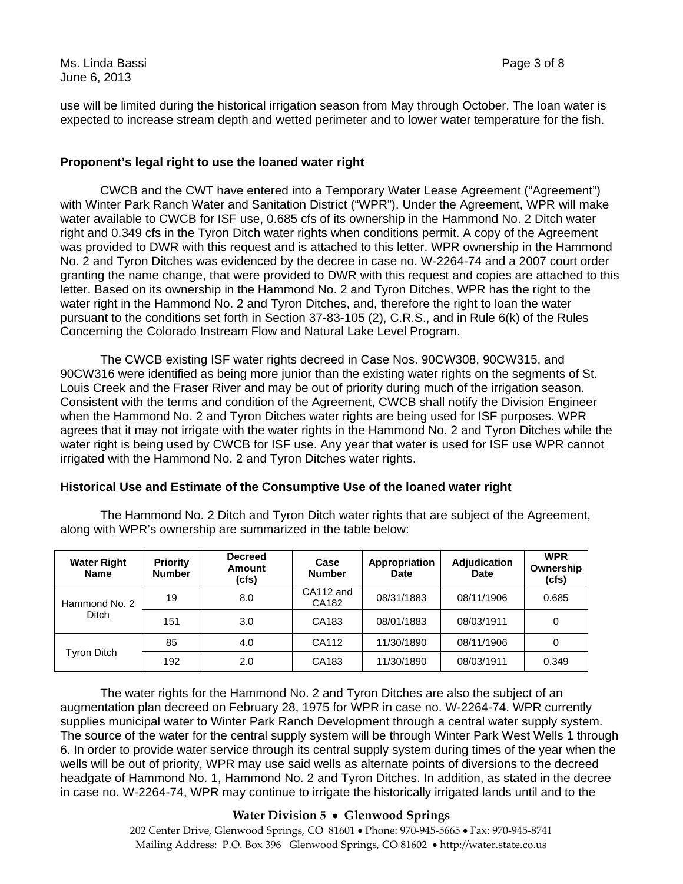use will be limited during the historical irrigation season from May through October. The loan water is expected to increase stream depth and wetted perimeter and to lower water temperature for the fish.

**Proponent's legal right to use the loaned water right**

CWCB and the CWT have entered into a Temporary Water Lease Agreement ("Agreement") with Winter Park Ranch Water and Sanitation District ("WPR"). Under the Agreement, WPR will make water available to CWCB for ISF use, 0.685 cfs of its ownership in the Hammond No. 2 Ditch water right and 0.349 cfs in the Tyron Ditch water rights when conditions permit. A copy of the Agreement was provided to DWR with this request and is attached to this letter. WPR ownership in the Hammond No. 2 and Tyron Ditches was evidenced by the decree in case no. W-2264-74 and a 2007 court order granting the name change, that were provided to DWR with this request and copies are attached to this letter. Based on its ownership in the Hammond No. 2 and Tyron Ditches, WPR has the right to the water right in the Hammond No. 2 and Tyron Ditches, and, therefore the right to loan the water pursuant to the conditions set forth in Section 37-83-105 (2), C.R.S., and in Rule 6(k) of the Rules Concerning the Colorado Instream Flow and Natural Lake Level Program.

The CWCB existing ISF water rights decreed in Case Nos. 90CW308, 90CW315, and 90CW316 were identified as being more junior than the existing water rights on the segments of St. Louis Creek and the Fraser River and may be out of priority during much of the irrigation season. Consistent with the terms and condition of the Agreement, CWCB shall notify the Division Engineer when the Hammond No. 2 and Tyron Ditches water rights are being used for ISF purposes. WPR agrees that it may not irrigate with the water rights in the Hammond No. 2 and Tyron Ditches while the water right is being used by CWCB for ISF use. Any year that water is used for ISF use WPR cannot irrigated with the Hammond No. 2 and Tyron Ditches water rights.

**Historical Use and Estimate of the Consumptive Use of the loaned water right**

The Hammond No. 2 Ditch and Tyron Ditch water rights that are subject of the Agreement, along with WPR's ownership are summarized in the table below:

| Water Right Name | Priority Number | Decreed Amount (cfs) | Case Number | Appropriation Date | Adjudication Date | WPR Ownership (cfs) |
|---|---|---|---|---|---|---|
| Hammond No. 2 Ditch | 19 | 8.0 | CA112 and CA182 | 08/31/1883 | 08/11/1906 | 0.685 |
| | 151 | 3.0 | CA183 | 08/01/1883 | 08/03/1911 | 0 |
| Tyron Ditch | 85 | 4.0 | CA112 | 11/30/1890 | 08/11/1906 | 0 |
| | 192 | 2.0 | CA183 | 11/30/1890 | 08/03/1911 | 0.349 |

The water rights for the Hammond No. 2 and Tyron Ditches are also the subject of an augmentation plan decreed on February 28, 1975 for WPR in case no. W-2264-74. WPR currently supplies municipal water to Winter Park Ranch Development through a central water supply system. The source of the water for the central supply system will be through Winter Park West Wells 1 through 6. In order to provide water service through its central supply system during times of the year when the wells will be out of priority, WPR may use said wells as alternate points of diversions to the decreed headgate of Hammond No. 1, Hammond No. 2 and Tyron Ditches. In addition, as stated in the decree in case no. W-2264-74, WPR may continue to irrigate the historically irrigated lands until and to the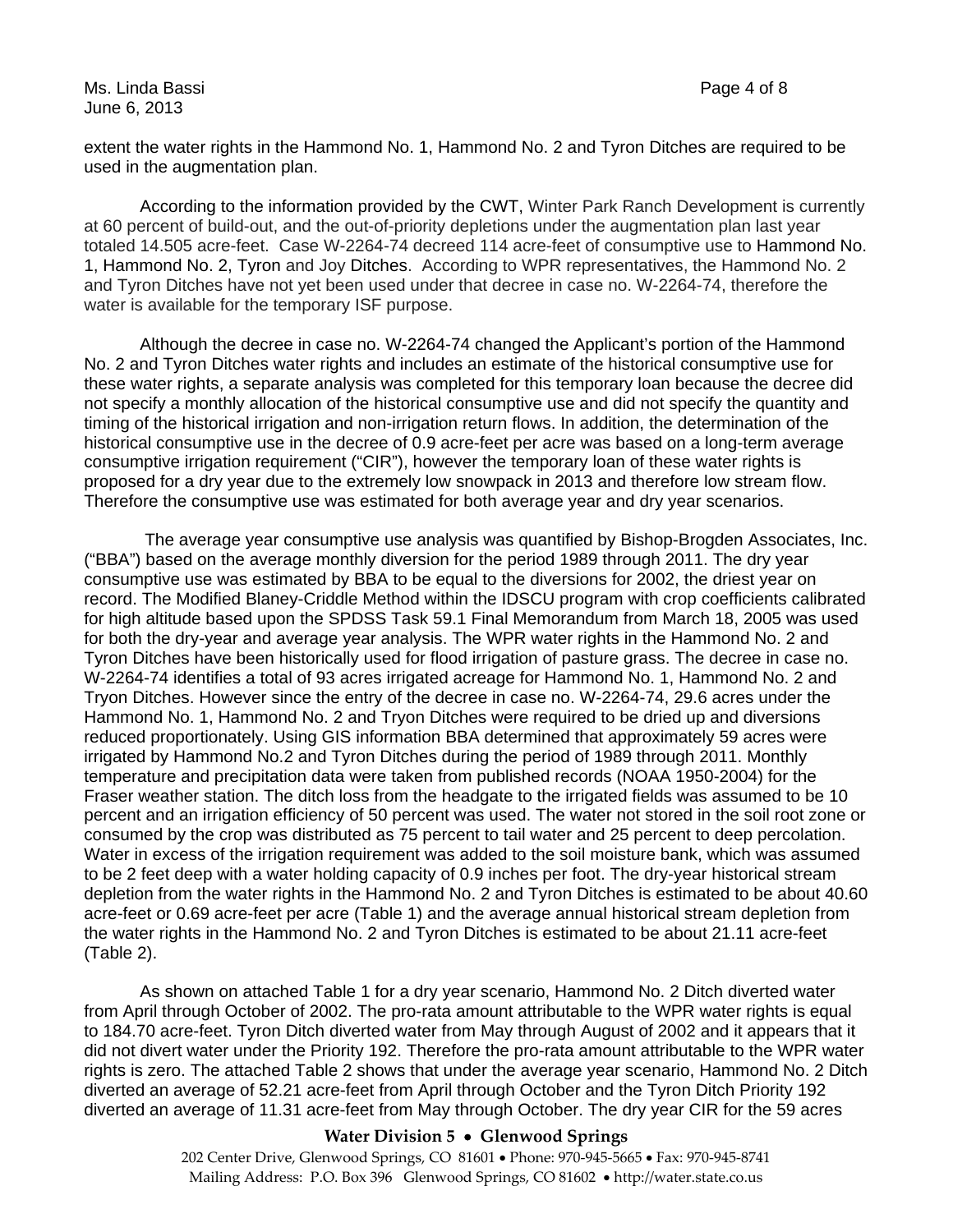extent the water rights in the Hammond No. 1, Hammond No. 2 and Tyron Ditches are required to be used in the augmentation plan.

According to the information provided by the CWT, Winter Park Ranch Development is currently at 60 percent of build-out, and the out-of-priority depletions under the augmentation plan last year totaled 14.505 acre-feet. Case W-2264-74 decreed 114 acre-feet of consumptive use to Hammond No. 1, Hammond No. 2, Tyron and Joy Ditches. According to WPR representatives, the Hammond No. 2 and Tyron Ditches have not yet been used under that decree in case no. W-2264-74, therefore the water is available for the temporary ISF purpose.

Although the decree in case no. W-2264-74 changed the Applicant's portion of the Hammond No. 2 and Tyron Ditches water rights and includes an estimate of the historical consumptive use for these water rights, a separate analysis was completed for this temporary loan because the decree did not specify a monthly allocation of the historical consumptive use and did not specify the quantity and timing of the historical irrigation and non-irrigation return flows. In addition, the determination of the historical consumptive use in the decree of 0.9 acre-feet per acre was based on a long-term average consumptive irrigation requirement ("CIR"), however the temporary loan of these water rights is proposed for a dry year due to the extremely low snowpack in 2013 and therefore low stream flow. Therefore the consumptive use was estimated for both average year and dry year scenarios.

The average year consumptive use analysis was quantified by Bishop-Brogden Associates, Inc. ("BBA") based on the average monthly diversion for the period 1989 through 2011. The dry year consumptive use was estimated by BBA to be equal to the diversions for 2002, the driest year on record. The Modified Blaney-Criddle Method within the IDSCU program with crop coefficients calibrated for high altitude based upon the SPDSS Task 59.1 Final Memorandum from March 18, 2005 was used for both the dry-year and average year analysis. The WPR water rights in the Hammond No. 2 and Tyron Ditches have been historically used for flood irrigation of pasture grass. The decree in case no. W-2264-74 identifies a total of 93 acres irrigated acreage for Hammond No. 1, Hammond No. 2 and Tryon Ditches. However since the entry of the decree in case no. W-2264-74, 29.6 acres under the Hammond No. 1, Hammond No. 2 and Tryon Ditches were required to be dried up and diversions reduced proportionately. Using GIS information BBA determined that approximately 59 acres were irrigated by Hammond No.2 and Tyron Ditches during the period of 1989 through 2011. Monthly temperature and precipitation data were taken from published records (NOAA 1950-2004) for the Fraser weather station. The ditch loss from the headgate to the irrigated fields was assumed to be 10 percent and an irrigation efficiency of 50 percent was used. The water not stored in the soil root zone or consumed by the crop was distributed as 75 percent to tail water and 25 percent to deep percolation. Water in excess of the irrigation requirement was added to the soil moisture bank, which was assumed to be 2 feet deep with a water holding capacity of 0.9 inches per foot. The dry-year historical stream depletion from the water rights in the Hammond No. 2 and Tyron Ditches is estimated to be about 40.60 acre-feet or 0.69 acre-feet per acre (Table 1) and the average annual historical stream depletion from the water rights in the Hammond No. 2 and Tyron Ditches is estimated to be about 21.11 acre-feet (Table 2).

As shown on attached Table 1 for a dry year scenario, Hammond No. 2 Ditch diverted water from April through October of 2002. The pro-rata amount attributable to the WPR water rights is equal to 184.70 acre-feet. Tyron Ditch diverted water from May through August of 2002 and it appears that it did not divert water under the Priority 192. Therefore the pro-rata amount attributable to the WPR water rights is zero. The attached Table 2 shows that under the average year scenario, Hammond No. 2 Ditch diverted an average of 52.21 acre-feet from April through October and the Tyron Ditch Priority 192 diverted an average of 11.31 acre-feet from May through October. The dry year CIR for the 59 acres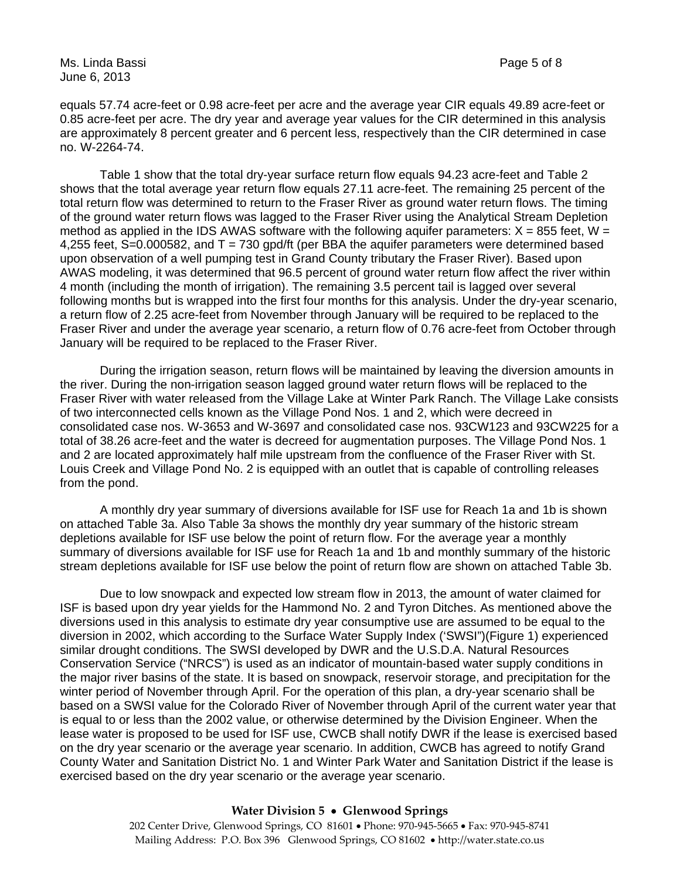equals 57.74 acre-feet or 0.98 acre-feet per acre and the average year CIR equals 49.89 acre-feet or 0.85 acre-feet per acre. The dry year and average year values for the CIR determined in this analysis are approximately 8 percent greater and 6 percent less, respectively than the CIR determined in case no. W-2264-74.

Table 1 show that the total dry-year surface return flow equals 94.23 acre-feet and Table 2 shows that the total average year return flow equals 27.11 acre-feet. The remaining 25 percent of the total return flow was determined to return to the Fraser River as ground water return flows. The timing of the ground water return flows was lagged to the Fraser River using the Analytical Stream Depletion method as applied in the IDS AWAS software with the following aquifer parameters: X = 855 feet, W = 4,255 feet, S=0.000582, and T = 730 gpd/ft (per BBA the aquifer parameters were determined based upon observation of a well pumping test in Grand County tributary the Fraser River). Based upon AWAS modeling, it was determined that 96.5 percent of ground water return flow affect the river within 4 month (including the month of irrigation). The remaining 3.5 percent tail is lagged over several following months but is wrapped into the first four months for this analysis. Under the dry-year scenario, a return flow of 2.25 acre-feet from November through January will be required to be replaced to the Fraser River and under the average year scenario, a return flow of 0.76 acre-feet from October through January will be required to be replaced to the Fraser River.

During the irrigation season, return flows will be maintained by leaving the diversion amounts in the river. During the non-irrigation season lagged ground water return flows will be replaced to the Fraser River with water released from the Village Lake at Winter Park Ranch. The Village Lake consists of two interconnected cells known as the Village Pond Nos. 1 and 2, which were decreed in consolidated case nos. W-3653 and W-3697 and consolidated case nos. 93CW123 and 93CW225 for a total of 38.26 acre-feet and the water is decreed for augmentation purposes. The Village Pond Nos. 1 and 2 are located approximately half mile upstream from the confluence of the Fraser River with St. Louis Creek and Village Pond No. 2 is equipped with an outlet that is capable of controlling releases from the pond.

A monthly dry year summary of diversions available for ISF use for Reach 1a and 1b is shown on attached Table 3a. Also Table 3a shows the monthly dry year summary of the historic stream depletions available for ISF use below the point of return flow. For the average year a monthly summary of diversions available for ISF use for Reach 1a and 1b and monthly summary of the historic stream depletions available for ISF use below the point of return flow are shown on attached Table 3b.

Due to low snowpack and expected low stream flow in 2013, the amount of water claimed for ISF is based upon dry year yields for the Hammond No. 2 and Tyron Ditches. As mentioned above the diversions used in this analysis to estimate dry year consumptive use are assumed to be equal to the diversion in 2002, which according to the Surface Water Supply Index ('SWSI")(Figure 1) experienced similar drought conditions. The SWSI developed by DWR and the U.S.D.A. Natural Resources Conservation Service ("NRCS") is used as an indicator of mountain-based water supply conditions in the major river basins of the state. It is based on snowpack, reservoir storage, and precipitation for the winter period of November through April. For the operation of this plan, a dry-year scenario shall be based on a SWSI value for the Colorado River of November through April of the current water year that is equal to or less than the 2002 value, or otherwise determined by the Division Engineer. When the lease water is proposed to be used for ISF use, CWCB shall notify DWR if the lease is exercised based on the dry year scenario or the average year scenario. In addition, CWCB has agreed to notify Grand County Water and Sanitation District No. 1 and Winter Park Water and Sanitation District if the lease is exercised based on the dry year scenario or the average year scenario.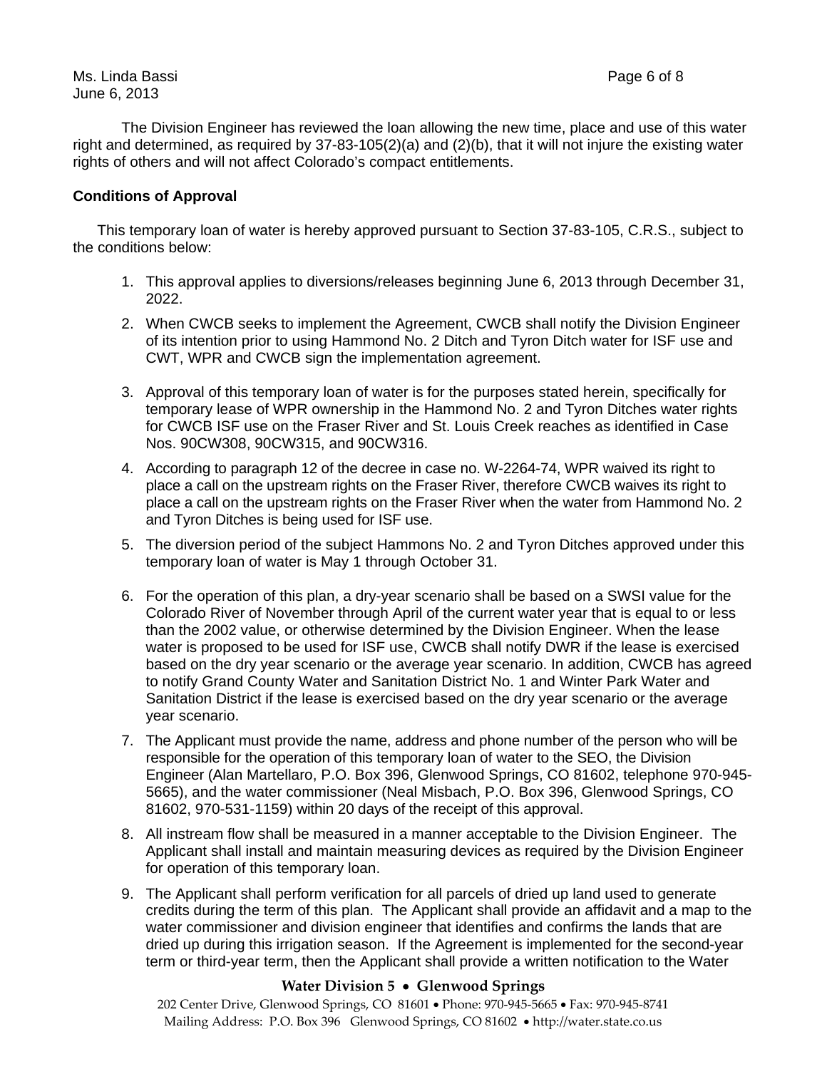The Division Engineer has reviewed the loan allowing the new time, place and use of this water right and determined, as required by 37-83-105(2)(a) and (2)(b), that it will not injure the existing water rights of others and will not affect Colorado's compact entitlements.

**Conditions of Approval**

This temporary loan of water is hereby approved pursuant to Section 37-83-105, C.R.S., subject to the conditions below:

1. This approval applies to diversions/releases beginning June 6, 2013 through December 31, 2022.
2. When CWCB seeks to implement the Agreement, CWCB shall notify the Division Engineer of its intention prior to using Hammond No. 2 Ditch and Tyron Ditch water for ISF use and CWT, WPR and CWCB sign the implementation agreement.
3. Approval of this temporary loan of water is for the purposes stated herein, specifically for temporary lease of WPR ownership in the Hammond No. 2 and Tyron Ditches water rights for CWCB ISF use on the Fraser River and St. Louis Creek reaches as identified in Case Nos. 90CW308, 90CW315, and 90CW316.
4. According to paragraph 12 of the decree in case no. W-2264-74, WPR waived its right to place a call on the upstream rights on the Fraser River, therefore CWCB waives its right to place a call on the upstream rights on the Fraser River when the water from Hammond No. 2 and Tyron Ditches is being used for ISF use.
5. The diversion period of the subject Hammons No. 2 and Tyron Ditches approved under this temporary loan of water is May 1 through October 31.
6. For the operation of this plan, a dry-year scenario shall be based on a SWSI value for the Colorado River of November through April of the current water year that is equal to or less than the 2002 value, or otherwise determined by the Division Engineer. When the lease water is proposed to be used for ISF use, CWCB shall notify DWR if the lease is exercised based on the dry year scenario or the average year scenario. In addition, CWCB has agreed to notify Grand County Water and Sanitation District No. 1 and Winter Park Water and Sanitation District if the lease is exercised based on the dry year scenario or the average year scenario.
7. The Applicant must provide the name, address and phone number of the person who will be responsible for the operation of this temporary loan of water to the SEO, the Division Engineer (Alan Martellaro, P.O. Box 396, Glenwood Springs, CO 81602, telephone 970-945-5665), and the water commissioner (Neal Misbach, P.O. Box 396, Glenwood Springs, CO 81602, 970-531-1159) within 20 days of the receipt of this approval.
8. All instream flow shall be measured in a manner acceptable to the Division Engineer. The Applicant shall install and maintain measuring devices as required by the Division Engineer for operation of this temporary loan.
9. The Applicant shall perform verification for all parcels of dried up land used to generate credits during the term of this plan. The Applicant shall provide an affidavit and a map to the water commissioner and division engineer that identifies and confirms the lands that are dried up during this irrigation season. If the Agreement is implemented for the second-year term or third-year term, then the Applicant shall provide a written notification to the Water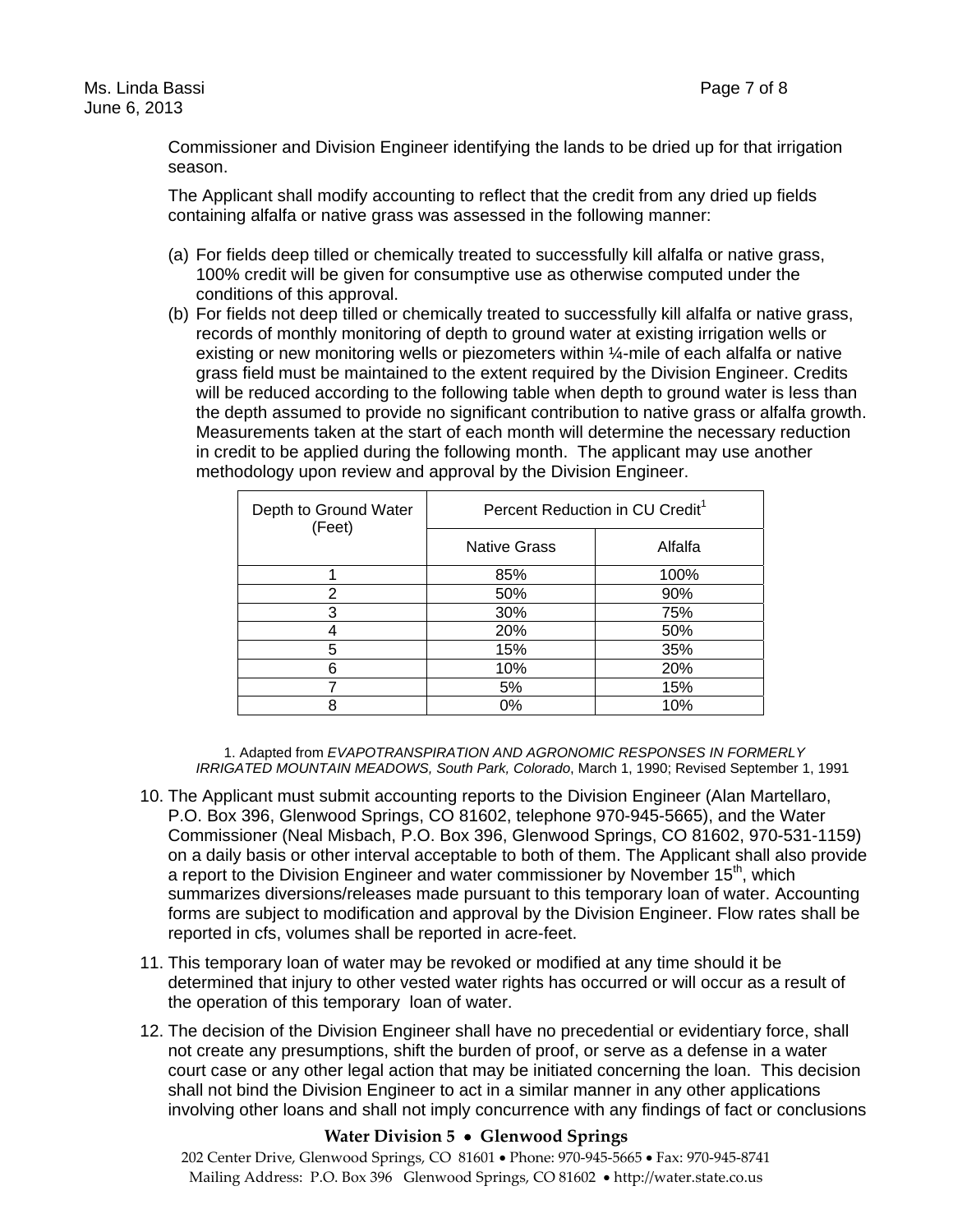Commissioner and Division Engineer identifying the lands to be dried up for that irrigation season.

The Applicant shall modify accounting to reflect that the credit from any dried up fields containing alfalfa or native grass was assessed in the following manner:

(a) For fields deep tilled or chemically treated to successfully kill alfalfa or native grass, 100% credit will be given for consumptive use as otherwise computed under the conditions of this approval.

(b) For fields not deep tilled or chemically treated to successfully kill alfalfa or native grass, records of monthly monitoring of depth to ground water at existing irrigation wells or existing or new monitoring wells or piezometers within ¼-mile of each alfalfa or native grass field must be maintained to the extent required by the Division Engineer. Credits will be reduced according to the following table when depth to ground water is less than the depth assumed to provide no significant contribution to native grass or alfalfa growth. Measurements taken at the start of each month will determine the necessary reduction in credit to be applied during the following month. The applicant may use another methodology upon review and approval by the Division Engineer.

| Depth to Ground Water (Feet) | Percent Reduction in CU Credit[1] | |
|---|---|---|
| | Native Grass | Alfalfa |
| 1 | 85% | 100% |
| 2 | 50% | 90% |
| 3 | 30% | 75% |
| 4 | 20% | 50% |
| 5 | 15% | 35% |
| 6 | 10% | 20% |
| 7 | 5% | 15% |
| 8 | 0% | 10% |

1. Adapted from *EVAPOTRANSPIRATION AND AGRONOMIC RESPONSES IN FORMERLY IRRIGATED MOUNTAIN MEADOWS, South Park, Colorado*, March 1, 1990; Revised September 1, 1991

10. The Applicant must submit accounting reports to the Division Engineer (Alan Martellaro, P.O. Box 396, Glenwood Springs, CO 81602, telephone 970-945-5665), and the Water Commissioner (Neal Misbach, P.O. Box 396, Glenwood Springs, CO 81602, 970-531-1159) on a daily basis or other interval acceptable to both of them. The Applicant shall also provide a report to the Division Engineer and water commissioner by November 15th, which summarizes diversions/releases made pursuant to this temporary loan of water. Accounting forms are subject to modification and approval by the Division Engineer. Flow rates shall be reported in cfs, volumes shall be reported in acre-feet.

11. This temporary loan of water may be revoked or modified at any time should it be determined that injury to other vested water rights has occurred or will occur as a result of the operation of this temporary loan of water.

12. The decision of the Division Engineer shall have no precedential or evidentiary force, shall not create any presumptions, shift the burden of proof, or serve as a defense in a water court case or any other legal action that may be initiated concerning the loan. This decision shall not bind the Division Engineer to act in a similar manner in any other applications involving other loans and shall not imply concurrence with any findings of fact or conclusions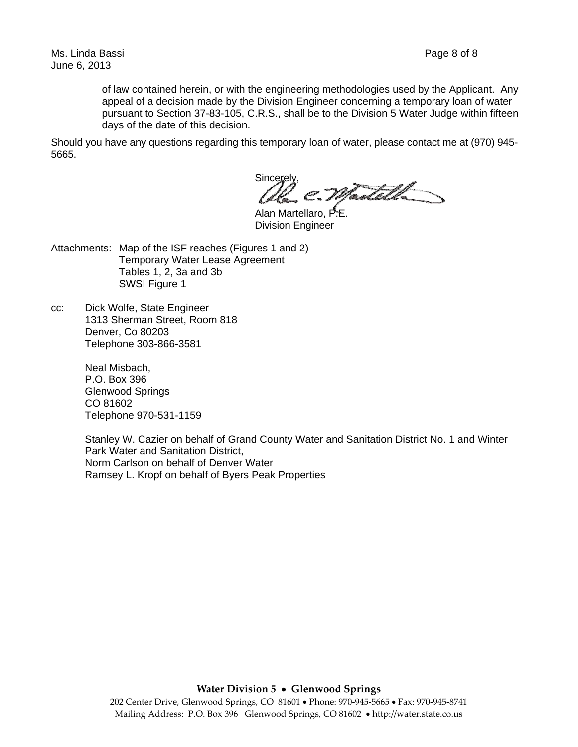of law contained herein, or with the engineering methodologies used by the Applicant. Any appeal of a decision made by the Division Engineer concerning a temporary loan of water pursuant to Section 37-83-105, C.R.S., shall be to the Division 5 Water Judge within fifteen days of the date of this decision.

Should you have any questions regarding this temporary loan of water, please contact me at (970) 945-5665.

Sincerely,

Alan Martellaro, P.E.
Division Engineer

Attachments: Map of the ISF reaches (Figures 1 and 2)
Temporary Water Lease Agreement
Tables 1, 2, 3a and 3b
SWSI Figure 1

cc: Dick Wolfe, State Engineer
1313 Sherman Street, Room 818
Denver, Co 80203
Telephone 303-866-3581

Neal Misbach,
P.O. Box 396
Glenwood Springs
CO 81602
Telephone 970-531-1159

Stanley W. Cazier on behalf of Grand County Water and Sanitation District No. 1 and Winter Park Water and Sanitation District,
Norm Carlson on behalf of Denver Water
Ramsey L. Kropf on behalf of Byers Peak Properties